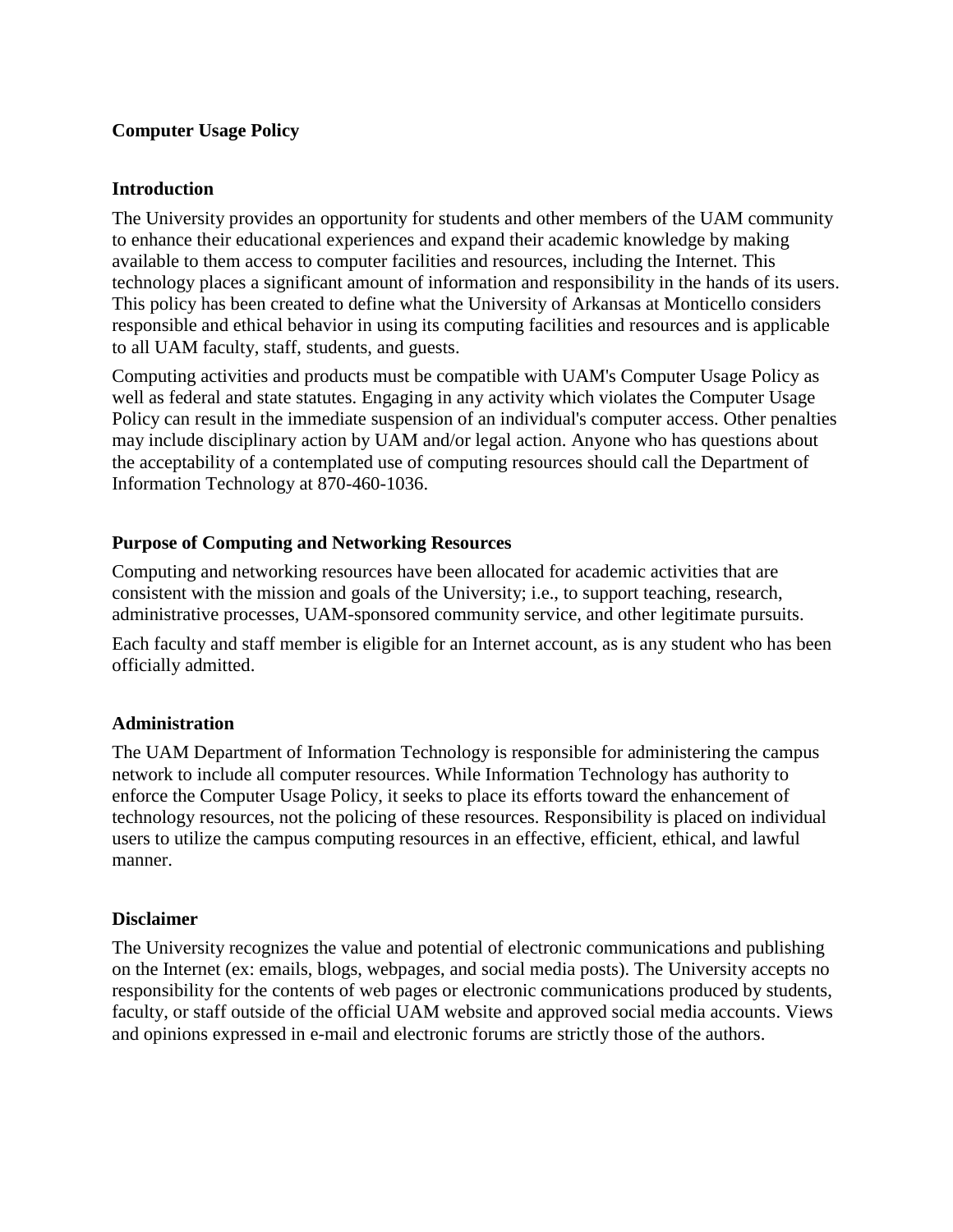# Computer Usage Policy

## Introduction

The University provides an opportunity for students and other members of the UAM community to enhance their educational experiences and expand their academic knowledge by making available to them access to computer facilities and resources, including the Internet. This technology places a significant amount of information and responsibility in the hands of its users. This policy has been created to define what the University of Arkansas at Monticello considers responsible and ethical behavior in using its computing facilities and resources and is applicable to all UAM faculty, staff, students, and guests.

Computing activities and products must be compatible with UAM's Computer Usage Policy as well as federal and state statutes. Engaging in any activity which violates the Computer Usage Policy can result in the immediate suspension of an individual's computer access. Other penalties may include disciplinary action by UAM and/or legal action. Anyone who has questions about the acceptability of a contemplated use of computing resources should call the Department of Information Technology at 870-460-1036.

## Purpose of Computing and Networking Resources

Computing and networking resources have been allocated for academic activities that are consistent with the mission and goals of the University; i.e., to support teaching, research, administrative processes, UAM-sponsored community service, and other legitimate pursuits.

Each faculty and staff member is eligible for an Internet account, as is any student who has been officially admitted.

## Administration

The UAM Department of Information Technology is responsible for administering the campus network to include all computer resources. While Information Technology has authority to enforce the Computer Usage Policy, it seeks to place its efforts toward the enhancement of technology resources, not the policing of these resources. Responsibility is placed on individual users to utilize the campus computing resources in an effective, efficient, ethical, and lawful manner.

## Disclaimer

The University recognizes the value and potential of electronic communications and publishing on the Internet (ex: emails, blogs, webpages, and social media posts). The University accepts no responsibility for the contents of web pages or electronic communications produced by students, faculty, or staff outside of the official UAM website and approved social media accounts. Views and opinions expressed in e-mail and electronic forums are strictly those of the authors.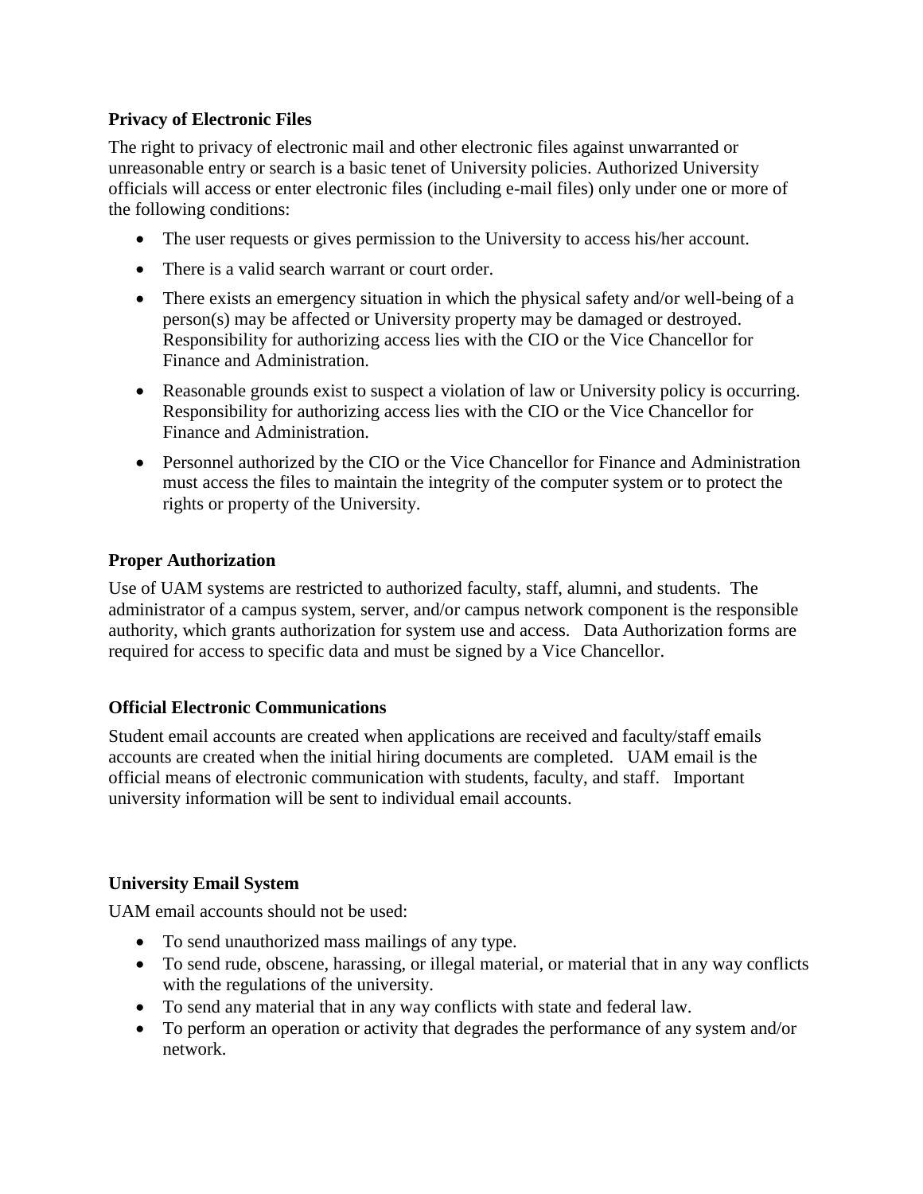### Privacy of Electronic Files

The right to privacy of electronic mail and other electronic files against unwarranted or unreasonable entry or search is a basic tenet of University policies. Authorized University officials will access or enter electronic files (including e-mail files) only under one or more of the following conditions:

- The user requests or gives permission to the University to access his/her account.
- There is a valid search warrant or court order.
- There exists an emergency situation in which the physical safety and/or well-being of a person(s) may be affected or University property may be damaged or destroyed. Responsibility for authorizing access lies with the CIO or the Vice Chancellor for Finance and Administration.
- Reasonable grounds exist to suspect a violation of law or University policy is occurring. Responsibility for authorizing access lies with the CIO or the Vice Chancellor for Finance and Administration.
- Personnel authorized by the CIO or the Vice Chancellor for Finance and Administration must access the files to maintain the integrity of the computer system or to protect the rights or property of the University.

### Proper Authorization

Use of UAM systems are restricted to authorized faculty, staff, alumni, and students. The administrator of a campus system, server, and/or campus network component is the responsible authority, which grants authorization for system use and access. Data Authorization forms are required for access to specific data and must be signed by a Vice Chancellor.

### Official Electronic Communications

Student email accounts are created when applications are received and faculty/staff emails accounts are created when the initial hiring documents are completed. UAM email is the official means of electronic communication with students, faculty, and staff. Important university information will be sent to individual email accounts.

### University Email System

UAM email accounts should not be used:

- To send unauthorized mass mailings of any type.
- To send rude, obscene, harassing, or illegal material, or material that in any way conflicts with the regulations of the university.
- To send any material that in any way conflicts with state and federal law.
- To perform an operation or activity that degrades the performance of any system and/or network.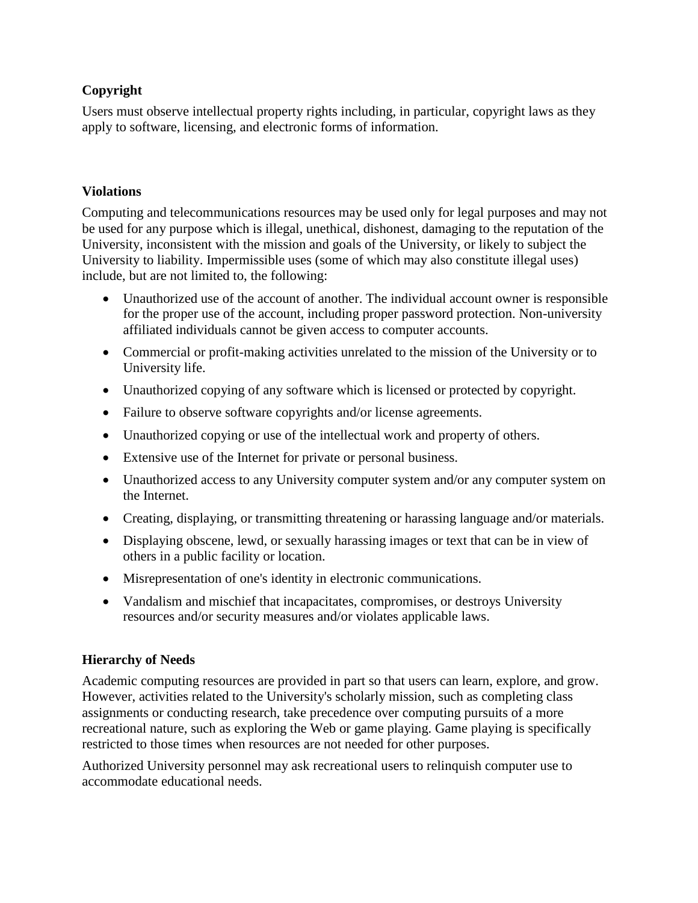**Copyright**

Users must observe intellectual property rights including, in particular, copyright laws as they apply to software, licensing, and electronic forms of information.

**Violations**

Computing and telecommunications resources may be used only for legal purposes and may not be used for any purpose which is illegal, unethical, dishonest, damaging to the reputation of the University, inconsistent with the mission and goals of the University, or likely to subject the University to liability. Impermissible uses (some of which may also constitute illegal uses) include, but are not limited to, the following:

- Unauthorized use of the account of another. The individual account owner is responsible for the proper use of the account, including proper password protection. Non-university affiliated individuals cannot be given access to computer accounts.
- Commercial or profit-making activities unrelated to the mission of the University or to University life.
- Unauthorized copying of any software which is licensed or protected by copyright.
- Failure to observe software copyrights and/or license agreements.
- Unauthorized copying or use of the intellectual work and property of others.
- Extensive use of the Internet for private or personal business.
- Unauthorized access to any University computer system and/or any computer system on the Internet.
- Creating, displaying, or transmitting threatening or harassing language and/or materials.
- Displaying obscene, lewd, or sexually harassing images or text that can be in view of others in a public facility or location.
- Misrepresentation of one's identity in electronic communications.
- Vandalism and mischief that incapacitates, compromises, or destroys University resources and/or security measures and/or violates applicable laws.

**Hierarchy of Needs**

Academic computing resources are provided in part so that users can learn, explore, and grow. However, activities related to the University's scholarly mission, such as completing class assignments or conducting research, take precedence over computing pursuits of a more recreational nature, such as exploring the Web or game playing. Game playing is specifically restricted to those times when resources are not needed for other purposes.

Authorized University personnel may ask recreational users to relinquish computer use to accommodate educational needs.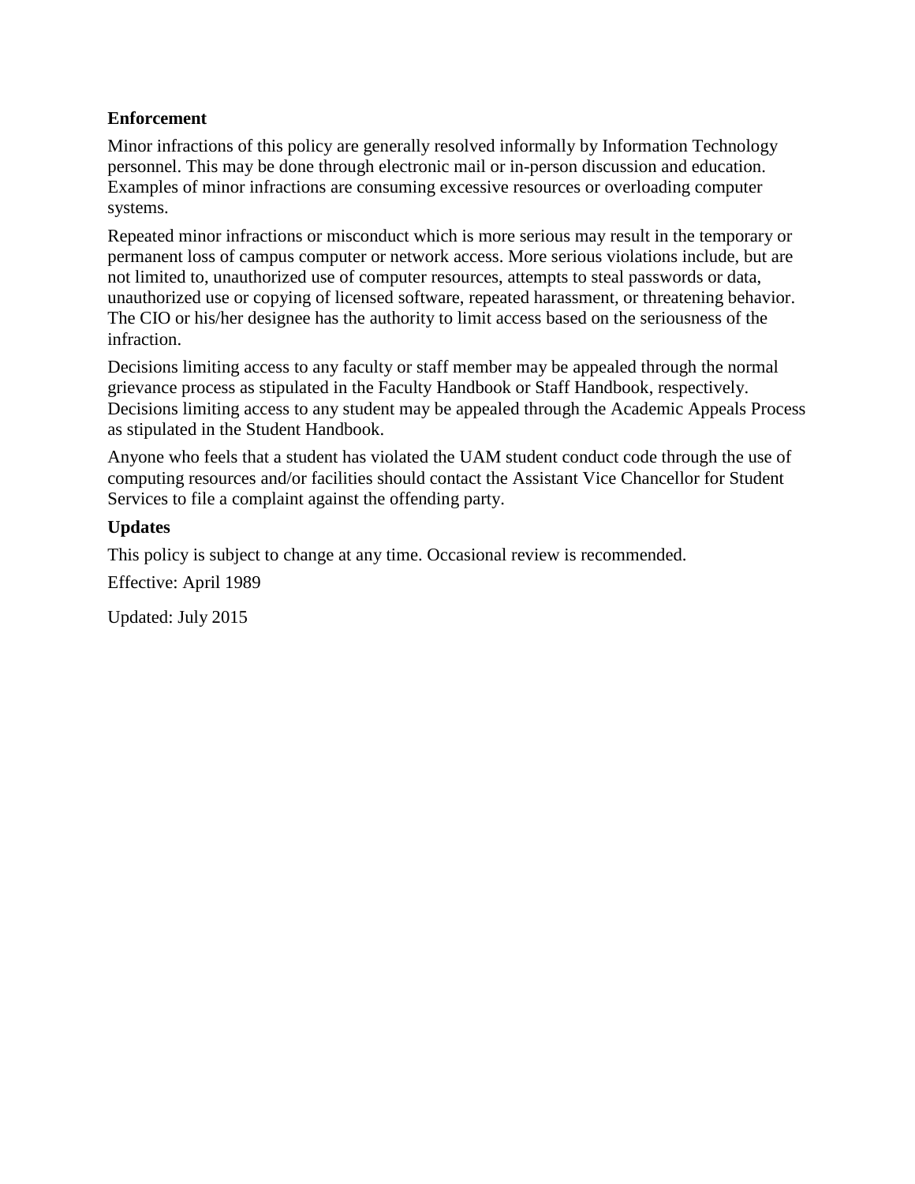**Enforcement**

Minor infractions of this policy are generally resolved informally by Information Technology personnel. This may be done through electronic mail or in-person discussion and education. Examples of minor infractions are consuming excessive resources or overloading computer systems.

Repeated minor infractions or misconduct which is more serious may result in the temporary or permanent loss of campus computer or network access. More serious violations include, but are not limited to, unauthorized use of computer resources, attempts to steal passwords or data, unauthorized use or copying of licensed software, repeated harassment, or threatening behavior. The CIO or his/her designee has the authority to limit access based on the seriousness of the infraction.

Decisions limiting access to any faculty or staff member may be appealed through the normal grievance process as stipulated in the Faculty Handbook or Staff Handbook, respectively. Decisions limiting access to any student may be appealed through the Academic Appeals Process as stipulated in the Student Handbook.

Anyone who feels that a student has violated the UAM student conduct code through the use of computing resources and/or facilities should contact the Assistant Vice Chancellor for Student Services to file a complaint against the offending party.

**Updates**

This policy is subject to change at any time. Occasional review is recommended.

Effective: April 1989

Updated: July 2015